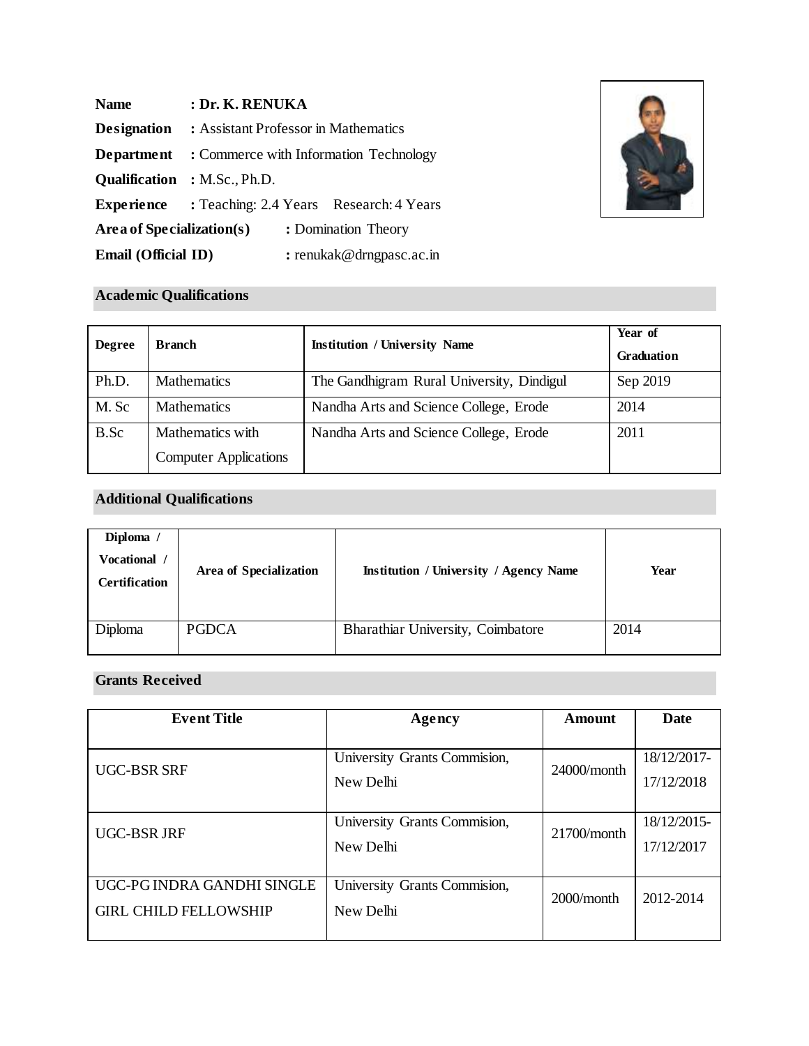**Name** : **Dr. K. RENUKA**

**Designation** : Assistant Professor in Mathematics

**Department** : Commerce with Information Technology

**Qualification** : M.Sc., Ph.D.

**Experience** : Teaching: 2.4 Years Research: 4 Years

**Area of Specialization(s)** : Domination Theory

**Email (Official ID)** : renukak@drngpasc.ac.in

## Academic Qualifications

| **Degree** | **Branch** | **Institution / University Name** | **Year of Graduation** |
|---|---|---|---|
| Ph.D. | Mathematics | The Gandhigram Rural University, Dindigul | Sep 2019 |
| M. Sc | Mathematics | Nandha Arts and Science College, Erode | 2014 |
| B.Sc | Mathematics with Computer Applications | Nandha Arts and Science College, Erode | 2011 |

## Additional Qualifications

| **Diploma / Vocational / Certification** | **Area of Specialization** | **Institution / University / Agency Name** | **Year** |
|---|---|---|---|
| Diploma | PGDCA | Bharathiar University, Coimbatore | 2014 |

## Grants Received

| **Event Title** | **Agency** | **Amount** | **Date** |
|---|---|---|---|
| UGC-BSR SRF | University Grants Commision, New Delhi | 24000/month | 18/12/2017-17/12/2018 |
| UGC-BSR JRF | University Grants Commision, New Delhi | 21700/month | 18/12/2015-17/12/2017 |
| UGC-PG INDRA GANDHI SINGLE GIRL CHILD FELLOWSHIP | University Grants Commision, New Delhi | 2000/month | 2012-2014 |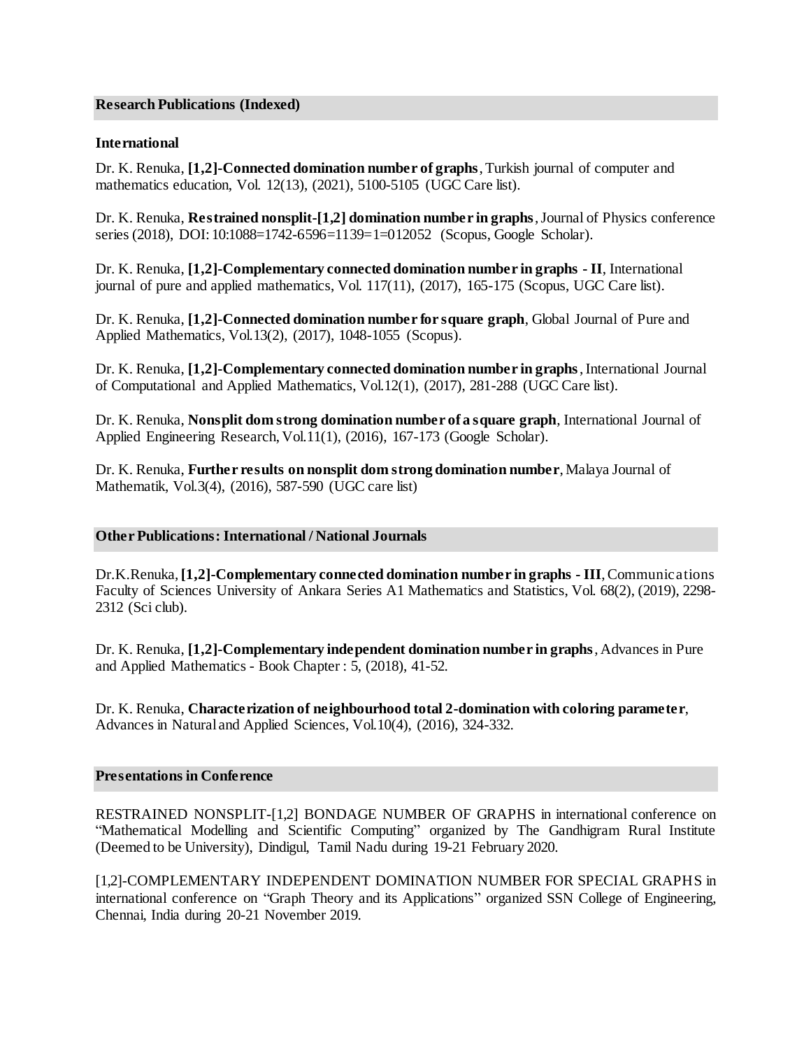## Research Publications (Indexed)

### International

Dr. K. Renuka, **[1,2]-Connected domination number of graphs**, Turkish journal of computer and mathematics education, Vol. 12(13), (2021), 5100-5105 (UGC Care list).

Dr. K. Renuka, **Restrained nonsplit-[1,2] domination number in graphs**, Journal of Physics conference series (2018), DOI: 10:1088=1742-6596=1139=1=012052 (Scopus, Google Scholar).

Dr. K. Renuka, **[1,2]-Complementary connected domination number in graphs - II**, International journal of pure and applied mathematics, Vol. 117(11), (2017), 165-175 (Scopus, UGC Care list).

Dr. K. Renuka, **[1,2]-Connected domination number for square graph**, Global Journal of Pure and Applied Mathematics, Vol.13(2), (2017), 1048-1055 (Scopus).

Dr. K. Renuka, **[1,2]-Complementary connected domination number in graphs**, International Journal of Computational and Applied Mathematics, Vol.12(1), (2017), 281-288 (UGC Care list).

Dr. K. Renuka, **Nonsplit dom strong domination number of a square graph**, International Journal of Applied Engineering Research, Vol.11(1), (2016), 167-173 (Google Scholar).

Dr. K. Renuka, **Further results on nonsplit dom strong domination number**, Malaya Journal of Mathematik, Vol.3(4), (2016), 587-590 (UGC care list)

## Other Publications: International / National Journals

Dr.K.Renuka, **[1,2]-Complementary connected domination number in graphs - III**, Communications Faculty of Sciences University of Ankara Series A1 Mathematics and Statistics, Vol. 68(2), (2019), 2298-2312 (Sci club).

Dr. K. Renuka, **[1,2]-Complementary independent domination number in graphs**, Advances in Pure and Applied Mathematics - Book Chapter : 5, (2018), 41-52.

Dr. K. Renuka, **Characterization of neighbourhood total 2-domination with coloring parameter**, Advances in Natural and Applied Sciences, Vol.10(4), (2016), 324-332.

## Presentations in Conference

RESTRAINED NONSPLIT-[1,2] BONDAGE NUMBER OF GRAPHS in international conference on "Mathematical Modelling and Scientific Computing" organized by The Gandhigram Rural Institute (Deemed to be University), Dindigul, Tamil Nadu during 19-21 February 2020.

[1,2]-COMPLEMENTARY INDEPENDENT DOMINATION NUMBER FOR SPECIAL GRAPHS in international conference on "Graph Theory and its Applications" organized SSN College of Engineering, Chennai, India during 20-21 November 2019.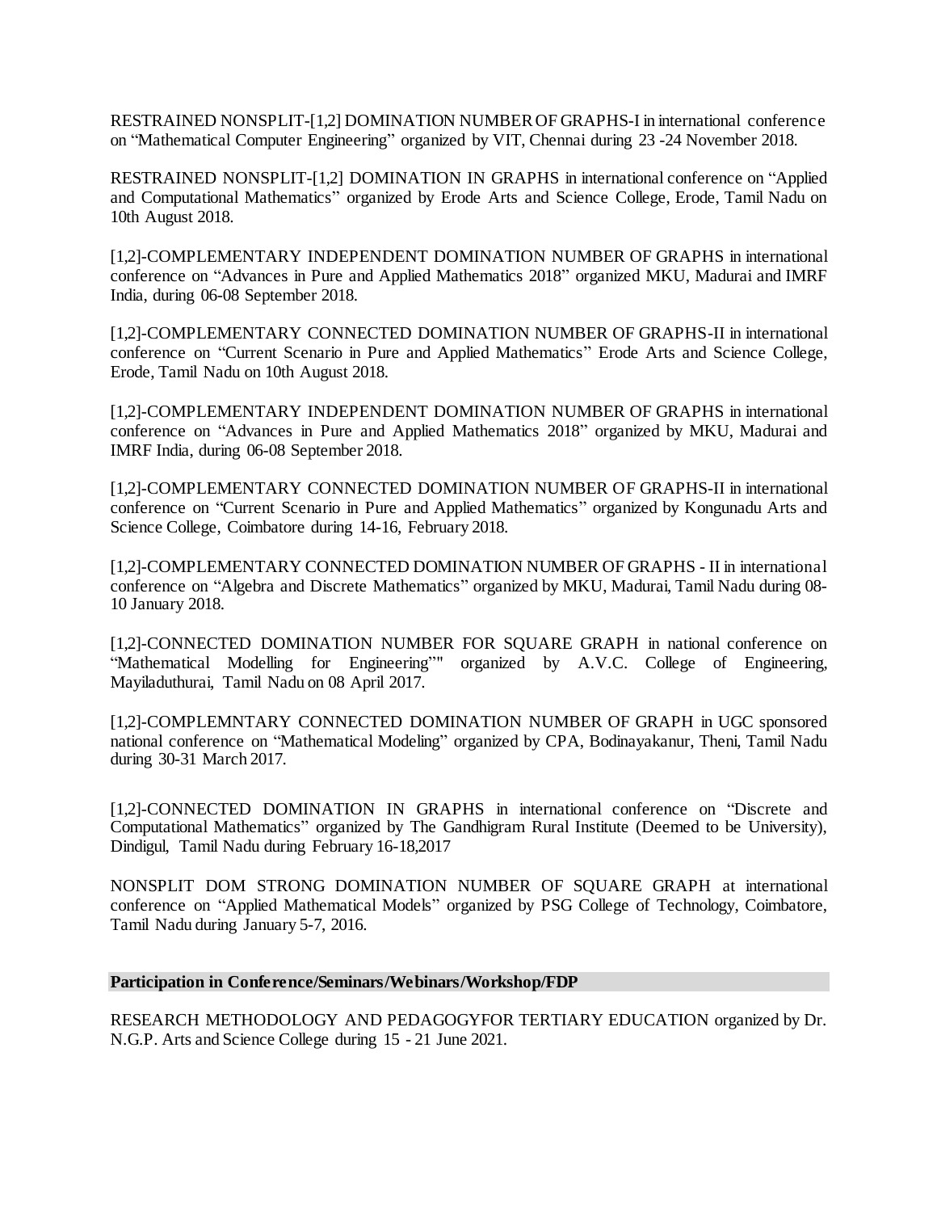RESTRAINED NONSPLIT-[1,2] DOMINATION NUMBER OF GRAPHS-I in international conference on "Mathematical Computer Engineering" organized by VIT, Chennai during 23 -24 November 2018.

RESTRAINED NONSPLIT-[1,2] DOMINATION IN GRAPHS in international conference on "Applied and Computational Mathematics" organized by Erode Arts and Science College, Erode, Tamil Nadu on 10th August 2018.

[1,2]-COMPLEMENTARY INDEPENDENT DOMINATION NUMBER OF GRAPHS in international conference on "Advances in Pure and Applied Mathematics 2018" organized MKU, Madurai and IMRF India, during 06-08 September 2018.

[1,2]-COMPLEMENTARY CONNECTED DOMINATION NUMBER OF GRAPHS-II in international conference on "Current Scenario in Pure and Applied Mathematics" Erode Arts and Science College, Erode, Tamil Nadu on 10th August 2018.

[1,2]-COMPLEMENTARY INDEPENDENT DOMINATION NUMBER OF GRAPHS in international conference on "Advances in Pure and Applied Mathematics 2018" organized by MKU, Madurai and IMRF India, during 06-08 September 2018.

[1,2]-COMPLEMENTARY CONNECTED DOMINATION NUMBER OF GRAPHS-II in international conference on "Current Scenario in Pure and Applied Mathematics" organized by Kongunadu Arts and Science College, Coimbatore during 14-16, February 2018.

[1,2]-COMPLEMENTARY CONNECTED DOMINATION NUMBER OF GRAPHS - II in international conference on "Algebra and Discrete Mathematics" organized by MKU, Madurai, Tamil Nadu during 08-10 January 2018.

[1,2]-CONNECTED DOMINATION NUMBER FOR SQUARE GRAPH in national conference on "Mathematical Modelling for Engineering"" organized by A.V.C. College of Engineering, Mayiladuthurai, Tamil Nadu on 08 April 2017.

[1,2]-COMPLEMNTARY CONNECTED DOMINATION NUMBER OF GRAPH in UGC sponsored national conference on "Mathematical Modeling" organized by CPA, Bodinayakanur, Theni, Tamil Nadu during 30-31 March 2017.

[1,2]-CONNECTED DOMINATION IN GRAPHS in international conference on "Discrete and Computational Mathematics" organized by The Gandhigram Rural Institute (Deemed to be University), Dindigul, Tamil Nadu during February 16-18,2017

NONSPLIT DOM STRONG DOMINATION NUMBER OF SQUARE GRAPH at international conference on "Applied Mathematical Models" organized by PSG College of Technology, Coimbatore, Tamil Nadu during January 5-7, 2016.

**Participation in Conference/Seminars/Webinars/Workshop/FDP**

RESEARCH METHODOLOGY AND PEDAGOGYFOR TERTIARY EDUCATION organized by Dr. N.G.P. Arts and Science College during 15 - 21 June 2021.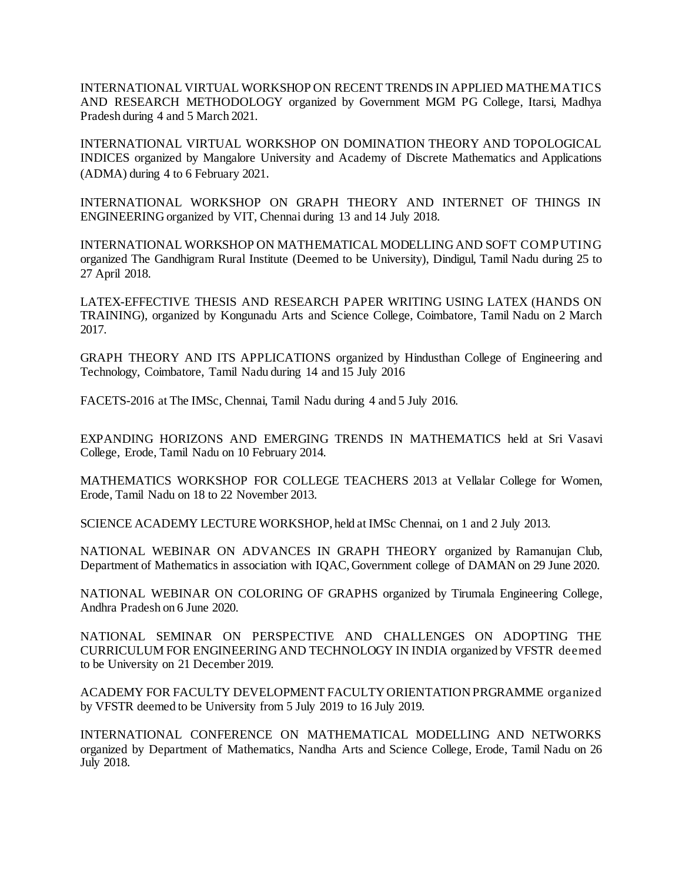INTERNATIONAL VIRTUAL WORKSHOP ON RECENT TRENDS IN APPLIED MATHEMATICS AND RESEARCH METHODOLOGY organized by Government MGM PG College, Itarsi, Madhya Pradesh during 4 and 5 March 2021.

INTERNATIONAL VIRTUAL WORKSHOP ON DOMINATION THEORY AND TOPOLOGICAL INDICES organized by Mangalore University and Academy of Discrete Mathematics and Applications (ADMA) during 4 to 6 February 2021.

INTERNATIONAL WORKSHOP ON GRAPH THEORY AND INTERNET OF THINGS IN ENGINEERING organized by VIT, Chennai during 13 and 14 July 2018.

INTERNATIONAL WORKSHOP ON MATHEMATICAL MODELLING AND SOFT COMPUTING organized The Gandhigram Rural Institute (Deemed to be University), Dindigul, Tamil Nadu during 25 to 27 April 2018.

LATEX-EFFECTIVE THESIS AND RESEARCH PAPER WRITING USING LATEX (HANDS ON TRAINING), organized by Kongunadu Arts and Science College, Coimbatore, Tamil Nadu on 2 March 2017.

GRAPH THEORY AND ITS APPLICATIONS organized by Hindusthan College of Engineering and Technology, Coimbatore, Tamil Nadu during 14 and 15 July 2016

FACETS-2016 at The IMSc, Chennai, Tamil Nadu during 4 and 5 July 2016.

EXPANDING HORIZONS AND EMERGING TRENDS IN MATHEMATICS held at Sri Vasavi College, Erode, Tamil Nadu on 10 February 2014.

MATHEMATICS WORKSHOP FOR COLLEGE TEACHERS 2013 at Vellalar College for Women, Erode, Tamil Nadu on 18 to 22 November 2013.

SCIENCE ACADEMY LECTURE WORKSHOP, held at IMSc Chennai, on 1 and 2 July 2013.

NATIONAL WEBINAR ON ADVANCES IN GRAPH THEORY organized by Ramanujan Club, Department of Mathematics in association with IQAC, Government college of DAMAN on 29 June 2020.

NATIONAL WEBINAR ON COLORING OF GRAPHS organized by Tirumala Engineering College, Andhra Pradesh on 6 June 2020.

NATIONAL SEMINAR ON PERSPECTIVE AND CHALLENGES ON ADOPTING THE CURRICULUM FOR ENGINEERING AND TECHNOLOGY IN INDIA organized by VFSTR deemed to be University on 21 December 2019.

ACADEMY FOR FACULTY DEVELOPMENT FACULTY ORIENTATION PRGRAMME organized by VFSTR deemed to be University from 5 July 2019 to 16 July 2019.

INTERNATIONAL CONFERENCE ON MATHEMATICAL MODELLING AND NETWORKS organized by Department of Mathematics, Nandha Arts and Science College, Erode, Tamil Nadu on 26 July 2018.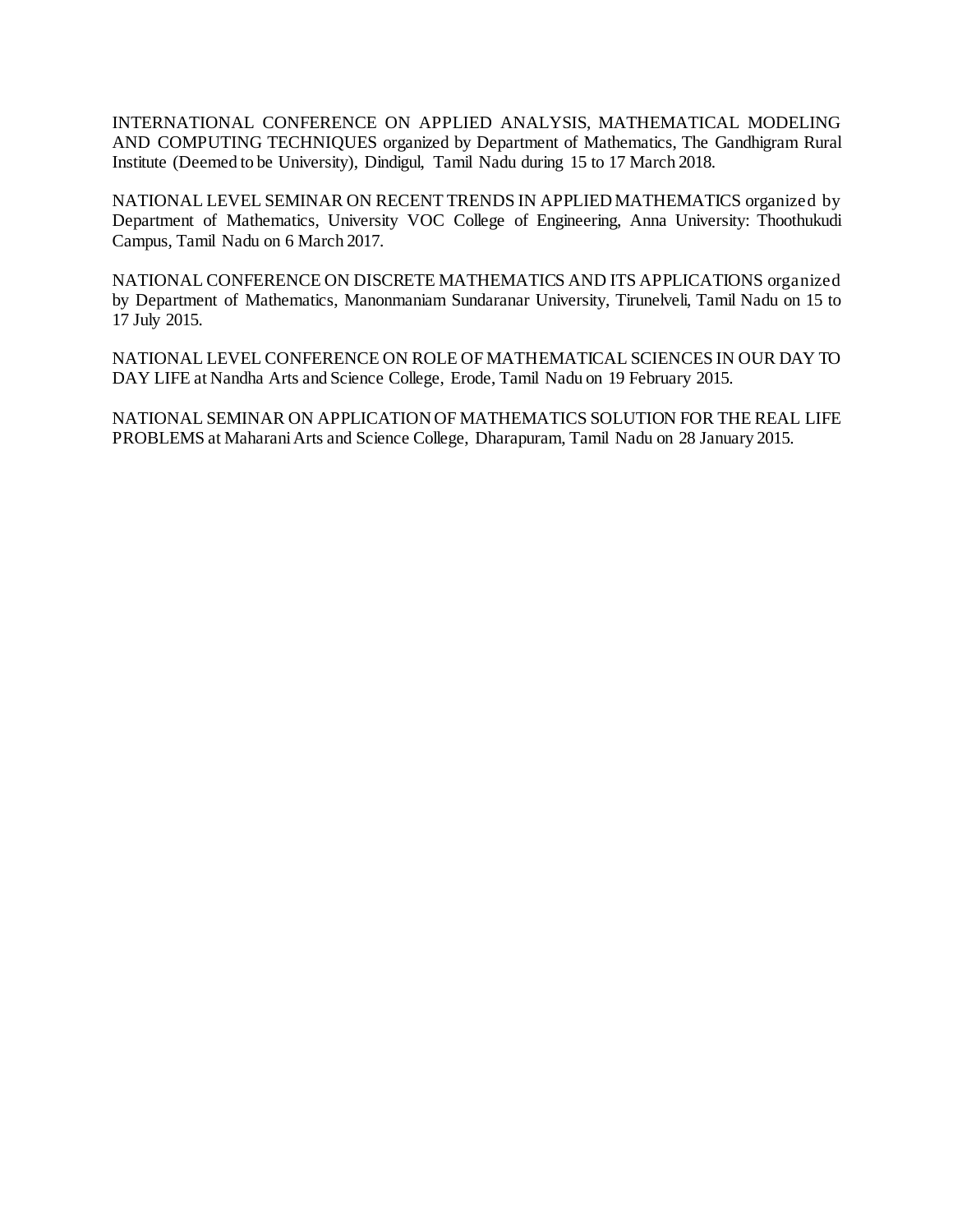INTERNATIONAL CONFERENCE ON APPLIED ANALYSIS, MATHEMATICAL MODELING AND COMPUTING TECHNIQUES organized by Department of Mathematics, The Gandhigram Rural Institute (Deemed to be University), Dindigul, Tamil Nadu during 15 to 17 March 2018.

NATIONAL LEVEL SEMINAR ON RECENT TRENDS IN APPLIED MATHEMATICS organized by Department of Mathematics, University VOC College of Engineering, Anna University: Thoothukudi Campus, Tamil Nadu on 6 March 2017.

NATIONAL CONFERENCE ON DISCRETE MATHEMATICS AND ITS APPLICATIONS organized by Department of Mathematics, Manonmaniam Sundaranar University, Tirunelveli, Tamil Nadu on 15 to 17 July 2015.

NATIONAL LEVEL CONFERENCE ON ROLE OF MATHEMATICAL SCIENCES IN OUR DAY TO DAY LIFE at Nandha Arts and Science College, Erode, Tamil Nadu on 19 February 2015.

NATIONAL SEMINAR ON APPLICATION OF MATHEMATICS SOLUTION FOR THE REAL LIFE PROBLEMS at Maharani Arts and Science College, Dharapuram, Tamil Nadu on 28 January 2015.